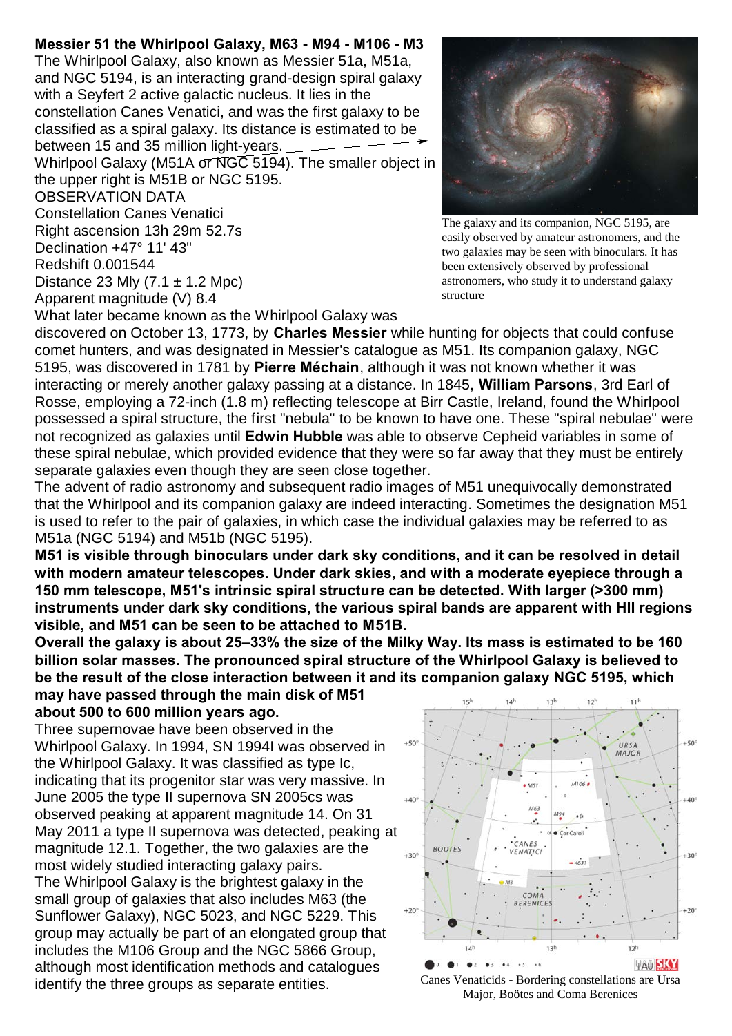## Messier 51 the Whirlpool Galaxy, M63 - M94 - M106 - M3

The Whirlpool Galaxy, also known as Messier 51a, M51a, and NGC 5194, is an interacting grand-design spiral galaxy with a Seyfert 2 active galactic nucleus. It lies in the constellation Canes Venatici, and was the first galaxy to be classified as a spiral galaxy. Its distance is estimated to be between 15 and 35 million light-years.

Whirlpool Galaxy (M51A or NGC 5194). The smaller object in the upper right is M51B or NGC 5195.

OBSERVATION DATA
Constellation Canes Venatici
Right ascension 13h 29m 52.7s
Declination +47° 11' 43"
Redshift 0.001544
Distance 23 Mly (7.1 ± 1.2 Mpc)
Apparent magnitude (V) 8.4

The galaxy and its companion, NGC 5195, are easily observed by amateur astronomers, and the two galaxies may be seen with binoculars. It has been extensively observed by professional astronomers, who study it to understand galaxy structure

What later became known as the Whirlpool Galaxy was discovered on October 13, 1773, by **Charles Messier** while hunting for objects that could confuse comet hunters, and was designated in Messier's catalogue as M51. Its companion galaxy, NGC 5195, was discovered in 1781 by **Pierre Méchain**, although it was not known whether it was interacting or merely another galaxy passing at a distance. In 1845, **William Parsons**, 3rd Earl of Rosse, employing a 72-inch (1.8 m) reflecting telescope at Birr Castle, Ireland, found the Whirlpool possessed a spiral structure, the first "nebula" to be known to have one. These "spiral nebulae" were not recognized as galaxies until **Edwin Hubble** was able to observe Cepheid variables in some of these spiral nebulae, which provided evidence that they were so far away that they must be entirely separate galaxies even though they are seen close together.

The advent of radio astronomy and subsequent radio images of M51 unequivocally demonstrated that the Whirlpool and its companion galaxy are indeed interacting. Sometimes the designation M51 is used to refer to the pair of galaxies, in which case the individual galaxies may be referred to as M51a (NGC 5194) and M51b (NGC 5195).

**M51 is visible through binoculars under dark sky conditions, and it can be resolved in detail with modern amateur telescopes. Under dark skies, and with a moderate eyepiece through a 150 mm telescope, M51's intrinsic spiral structure can be detected. With larger (>300 mm) instruments under dark sky conditions, the various spiral bands are apparent with HII regions visible, and M51 can be seen to be attached to M51B.**

**Overall the galaxy is about 25–33% the size of the Milky Way. Its mass is estimated to be 160 billion solar masses. The pronounced spiral structure of the Whirlpool Galaxy is believed to be the result of the close interaction between it and its companion galaxy NGC 5195, which may have passed through the main disk of M51 about 500 to 600 million years ago.**

Three supernovae have been observed in the Whirlpool Galaxy. In 1994, SN 1994I was observed in the Whirlpool Galaxy. It was classified as type Ic, indicating that its progenitor star was very massive. In June 2005 the type II supernova SN 2005cs was observed peaking at apparent magnitude 14. On 31 May 2011 a type II supernova was detected, peaking at magnitude 12.1. Together, the two galaxies are the most widely studied interacting galaxy pairs.

The Whirlpool Galaxy is the brightest galaxy in the small group of galaxies that also includes M63 (the Sunflower Galaxy), NGC 5023, and NGC 5229. This group may actually be part of an elongated group that includes the M106 Group and the NGC 5866 Group, although most identification methods and catalogues identify the three groups as separate entities.

Canes Venaticids - Bordering constellations are Ursa Major, Boötes and Coma Berenices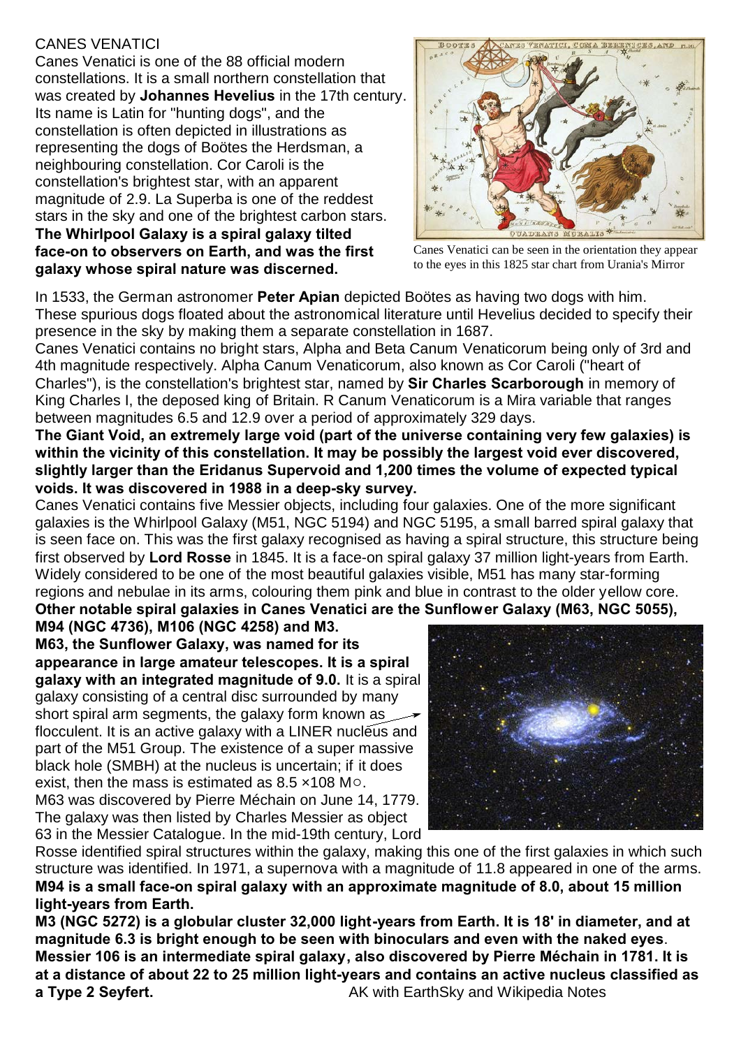# CANES VENATICI

Canes Venatici is one of the 88 official modern constellations. It is a small northern constellation that was created by **Johannes Hevelius** in the 17th century. Its name is Latin for "hunting dogs", and the constellation is often depicted in illustrations as representing the dogs of Boötes the Herdsman, a neighbouring constellation. Cor Caroli is the constellation's brightest star, with an apparent magnitude of 2.9. La Superba is one of the reddest stars in the sky and one of the brightest carbon stars. **The Whirlpool Galaxy is a spiral galaxy tilted face-on to observers on Earth, and was the first galaxy whose spiral nature was discerned.**

Canes Venatici can be seen in the orientation they appear to the eyes in this 1825 star chart from Urania's Mirror

In 1533, the German astronomer **Peter Apian** depicted Boötes as having two dogs with him. These spurious dogs floated about the astronomical literature until Hevelius decided to specify their presence in the sky by making them a separate constellation in 1687.

Canes Venatici contains no bright stars, Alpha and Beta Canum Venaticorum being only of 3rd and 4th magnitude respectively. Alpha Canum Venaticorum, also known as Cor Caroli ("heart of Charles"), is the constellation's brightest star, named by **Sir Charles Scarborough** in memory of King Charles I, the deposed king of Britain. R Canum Venaticorum is a Mira variable that ranges between magnitudes 6.5 and 12.9 over a period of approximately 329 days.

**The Giant Void, an extremely large void (part of the universe containing very few galaxies) is within the vicinity of this constellation. It may be possibly the largest void ever discovered, slightly larger than the Eridanus Supervoid and 1,200 times the volume of expected typical voids. It was discovered in 1988 in a deep-sky survey.**

Canes Venatici contains five Messier objects, including four galaxies. One of the more significant galaxies is the Whirlpool Galaxy (M51, NGC 5194) and NGC 5195, a small barred spiral galaxy that is seen face on. This was the first galaxy recognised as having a spiral structure, this structure being first observed by **Lord Rosse** in 1845. It is a face-on spiral galaxy 37 million light-years from Earth. Widely considered to be one of the most beautiful galaxies visible, M51 has many star-forming regions and nebulae in its arms, colouring them pink and blue in contrast to the older yellow core.

**Other notable spiral galaxies in Canes Venatici are the Sunflower Galaxy (M63, NGC 5055), M94 (NGC 4736), M106 (NGC 4258) and M3.**

**M63, the Sunflower Galaxy, was named for its appearance in large amateur telescopes. It is a spiral galaxy with an integrated magnitude of 9.0.** It is a spiral galaxy consisting of a central disc surrounded by many short spiral arm segments, the galaxy form known as flocculent. It is an active galaxy with a LINER nucleus and part of the M51 Group. The existence of a super massive black hole (SMBH) at the nucleus is uncertain; if it does exist, then the mass is estimated as 8.5 ×108 M○.

M63 was discovered by Pierre Méchain on June 14, 1779. The galaxy was then listed by Charles Messier as object 63 in the Messier Catalogue. In the mid-19th century, Lord Rosse identified spiral structures within the galaxy, making this one of the first galaxies in which such structure was identified. In 1971, a supernova with a magnitude of 11.8 appeared in one of the arms.

**M94 is a small face-on spiral galaxy with an approximate magnitude of 8.0, about 15 million light-years from Earth.**

**M3 (NGC 5272) is a globular cluster 32,000 light-years from Earth. It is 18' in diameter, and at magnitude 6.3 is bright enough to be seen with binoculars and even with the naked eyes**.

**Messier 106 is an intermediate spiral galaxy, also discovered by Pierre Méchain in 1781. It is at a distance of about 22 to 25 million light-years and contains an active nucleus classified as a Type 2 Seyfert.** AK with EarthSky and Wikipedia Notes